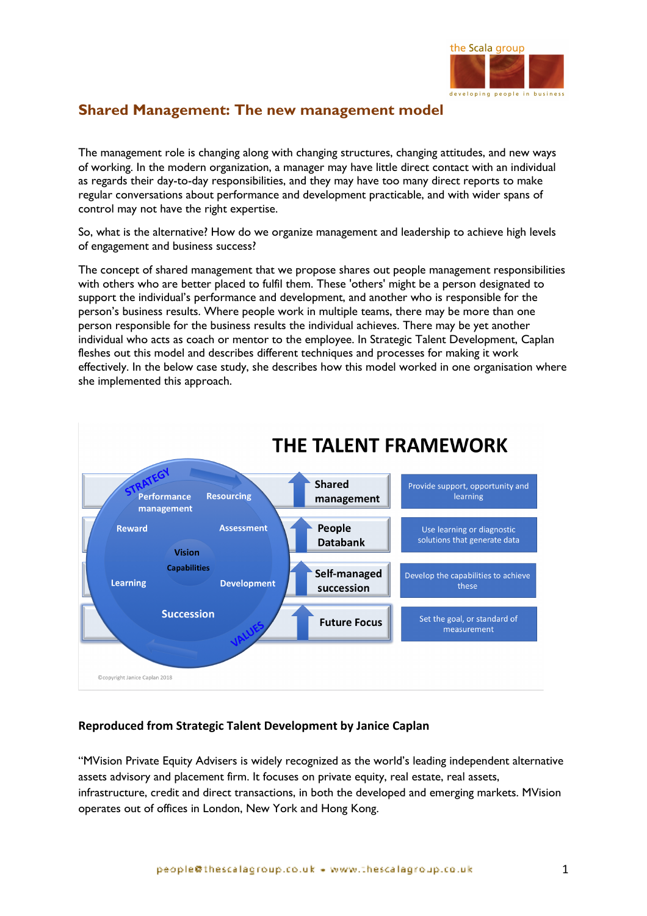## Shared Management: The new management model

The management role is changing along with changing structures, changing attitudes, and new ways of working. In the modern organization, a manager may have little direct contact with an individual as regards their day-to-day responsibilities, and they may have too many direct reports to make regular conversations about performance and development practicable, and with wider spans of control may not have the right expertise.

So, what is the alternative? How do we organize management and leadership to achieve high levels of engagement and business success?

The concept of shared management that we propose shares out people management responsibilities with others who are better placed to fulfil them. These 'others' might be a person designated to support the individual's performance and development, and another who is responsible for the person's business results. Where people work in multiple teams, there may be more than one person responsible for the business results the individual achieves. There may be yet another individual who acts as coach or mentor to the employee. In Strategic Talent Development, Caplan fleshes out this model and describes different techniques and processes for making it work effectively. In the below case study, she describes how this model worked in one organisation where she implemented this approach.

**THE TALENT FRAMEWORK**

| | | |
|---|---|---|
| Performance management, Resourcing | Shared management | Provide support, opportunity and learning |
| Reward, Assessment | People Databank | Use learning or diagnostic solutions that generate data |
| Learning, Development | Self-managed succession | Develop the capabilities to achieve these |
| Succession | Future Focus | Set the goal, or standard of measurement |

STRATEGY · Vision · Capabilities · VALUES

©copyright Janice Caplan 2018

**Reproduced from Strategic Talent Development by Janice Caplan**

"MVision Private Equity Advisers is widely recognized as the world's leading independent alternative assets advisory and placement firm. It focuses on private equity, real estate, real assets, infrastructure, credit and direct transactions, in both the developed and emerging markets. MVision operates out of offices in London, New York and Hong Kong.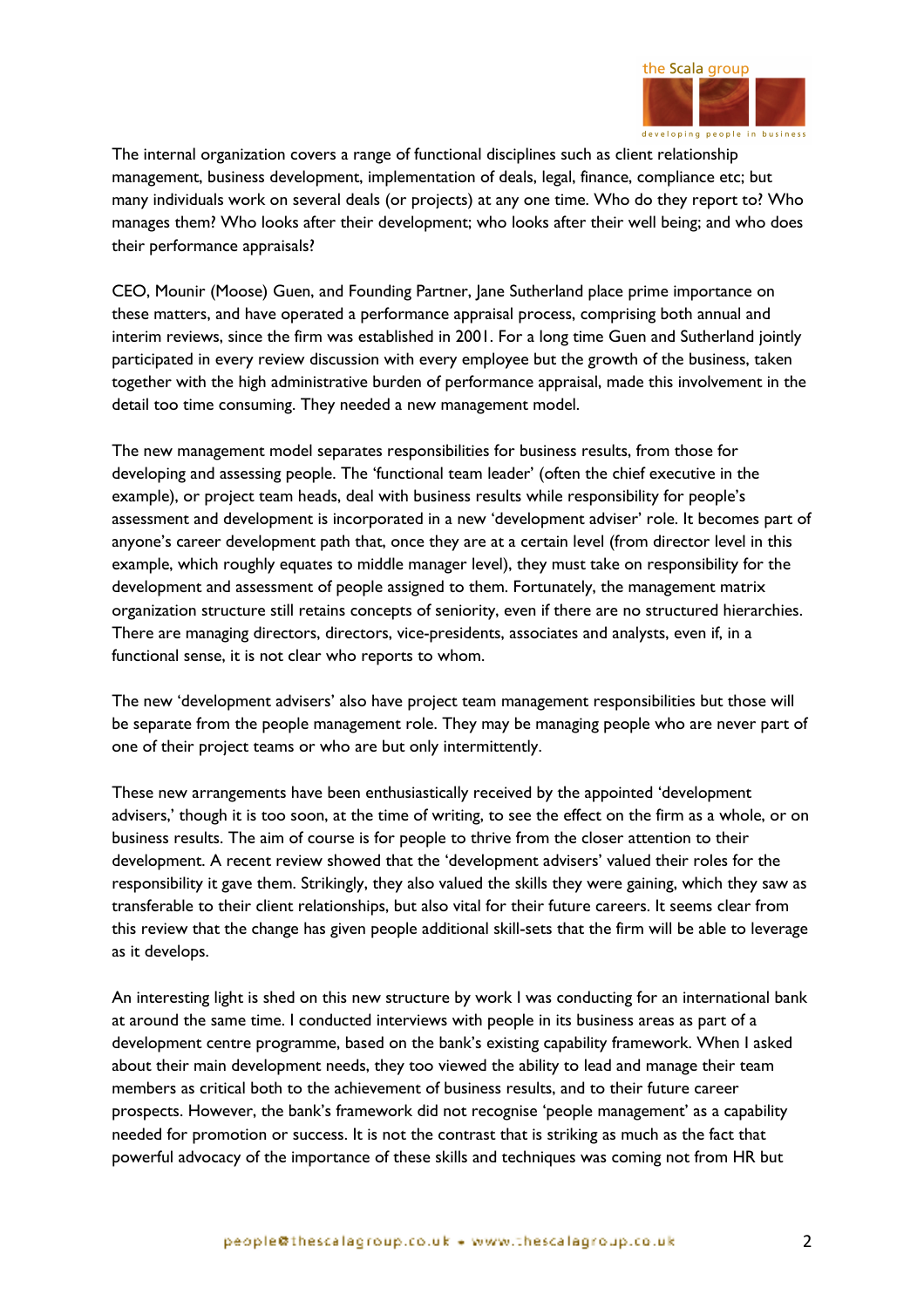The internal organization covers a range of functional disciplines such as client relationship management, business development, implementation of deals, legal, finance, compliance etc; but many individuals work on several deals (or projects) at any one time. Who do they report to? Who manages them? Who looks after their development; who looks after their well being; and who does their performance appraisals?

CEO, Mounir (Moose) Guen, and Founding Partner, Jane Sutherland place prime importance on these matters, and have operated a performance appraisal process, comprising both annual and interim reviews, since the firm was established in 2001. For a long time Guen and Sutherland jointly participated in every review discussion with every employee but the growth of the business, taken together with the high administrative burden of performance appraisal, made this involvement in the detail too time consuming. They needed a new management model.

The new management model separates responsibilities for business results, from those for developing and assessing people. The 'functional team leader' (often the chief executive in the example), or project team heads, deal with business results while responsibility for people's assessment and development is incorporated in a new 'development adviser' role. It becomes part of anyone's career development path that, once they are at a certain level (from director level in this example, which roughly equates to middle manager level), they must take on responsibility for the development and assessment of people assigned to them. Fortunately, the management matrix organization structure still retains concepts of seniority, even if there are no structured hierarchies. There are managing directors, directors, vice-presidents, associates and analysts, even if, in a functional sense, it is not clear who reports to whom.

The new 'development advisers' also have project team management responsibilities but those will be separate from the people management role. They may be managing people who are never part of one of their project teams or who are but only intermittently.

These new arrangements have been enthusiastically received by the appointed 'development advisers,' though it is too soon, at the time of writing, to see the effect on the firm as a whole, or on business results. The aim of course is for people to thrive from the closer attention to their development. A recent review showed that the 'development advisers' valued their roles for the responsibility it gave them. Strikingly, they also valued the skills they were gaining, which they saw as transferable to their client relationships, but also vital for their future careers. It seems clear from this review that the change has given people additional skill-sets that the firm will be able to leverage as it develops.

An interesting light is shed on this new structure by work I was conducting for an international bank at around the same time. I conducted interviews with people in its business areas as part of a development centre programme, based on the bank's existing capability framework. When I asked about their main development needs, they too viewed the ability to lead and manage their team members as critical both to the achievement of business results, and to their future career prospects. However, the bank's framework did not recognise 'people management' as a capability needed for promotion or success. It is not the contrast that is striking as much as the fact that powerful advocacy of the importance of these skills and techniques was coming not from HR but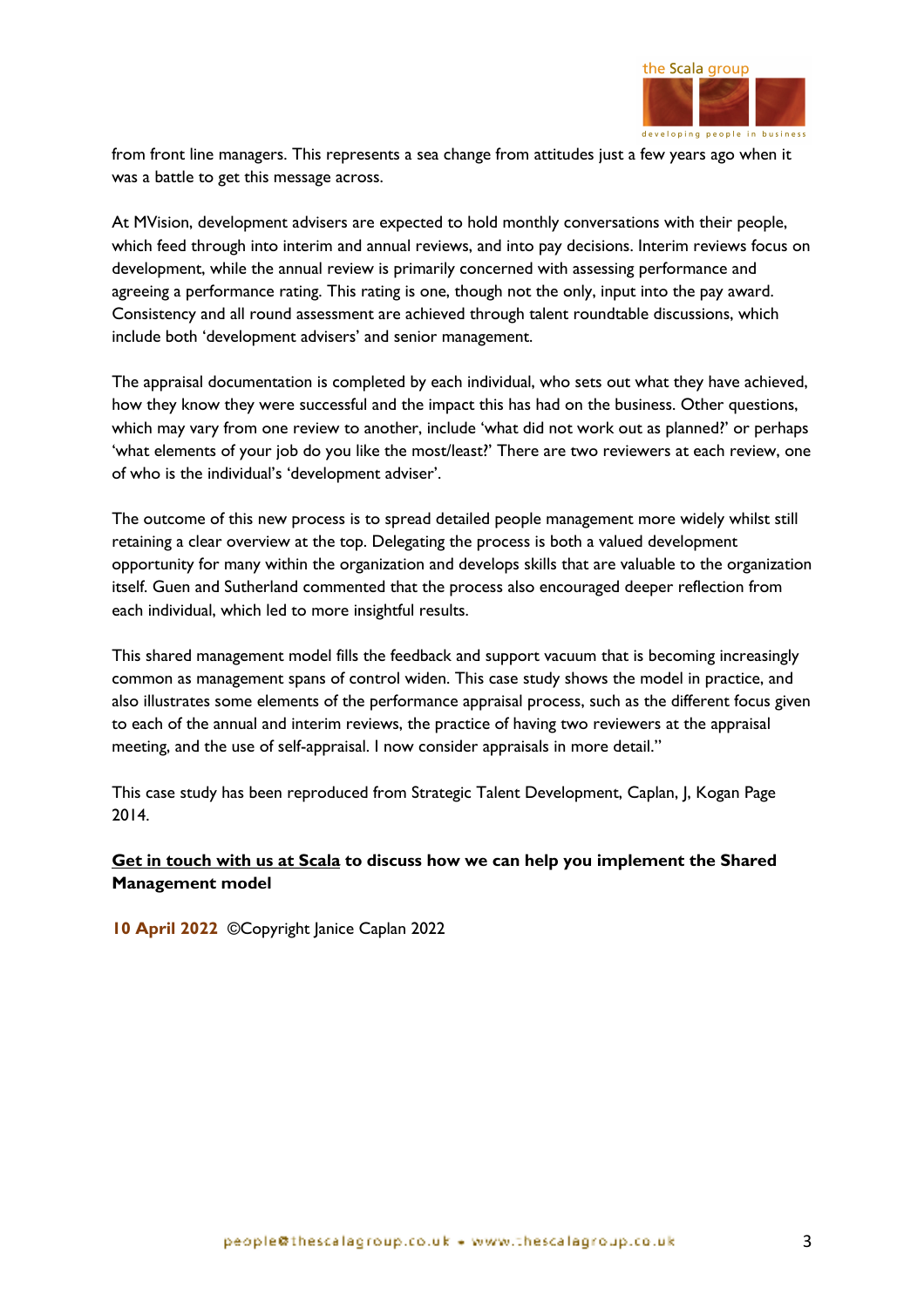from front line managers. This represents a sea change from attitudes just a few years ago when it was a battle to get this message across.

At MVision, development advisers are expected to hold monthly conversations with their people, which feed through into interim and annual reviews, and into pay decisions. Interim reviews focus on development, while the annual review is primarily concerned with assessing performance and agreeing a performance rating. This rating is one, though not the only, input into the pay award. Consistency and all round assessment are achieved through talent roundtable discussions, which include both 'development advisers' and senior management.

The appraisal documentation is completed by each individual, who sets out what they have achieved, how they know they were successful and the impact this has had on the business. Other questions, which may vary from one review to another, include 'what did not work out as planned?' or perhaps 'what elements of your job do you like the most/least?' There are two reviewers at each review, one of who is the individual's 'development adviser'.

The outcome of this new process is to spread detailed people management more widely whilst still retaining a clear overview at the top. Delegating the process is both a valued development opportunity for many within the organization and develops skills that are valuable to the organization itself. Guen and Sutherland commented that the process also encouraged deeper reflection from each individual, which led to more insightful results.

This shared management model fills the feedback and support vacuum that is becoming increasingly common as management spans of control widen. This case study shows the model in practice, and also illustrates some elements of the performance appraisal process, such as the different focus given to each of the annual and interim reviews, the practice of having two reviewers at the appraisal meeting, and the use of self-appraisal. I now consider appraisals in more detail."

This case study has been reproduced from Strategic Talent Development, Caplan, J, Kogan Page 2014.

**Get in touch with us at Scala to discuss how we can help you implement the Shared Management model**

**10 April 2022** ©Copyright Janice Caplan 2022